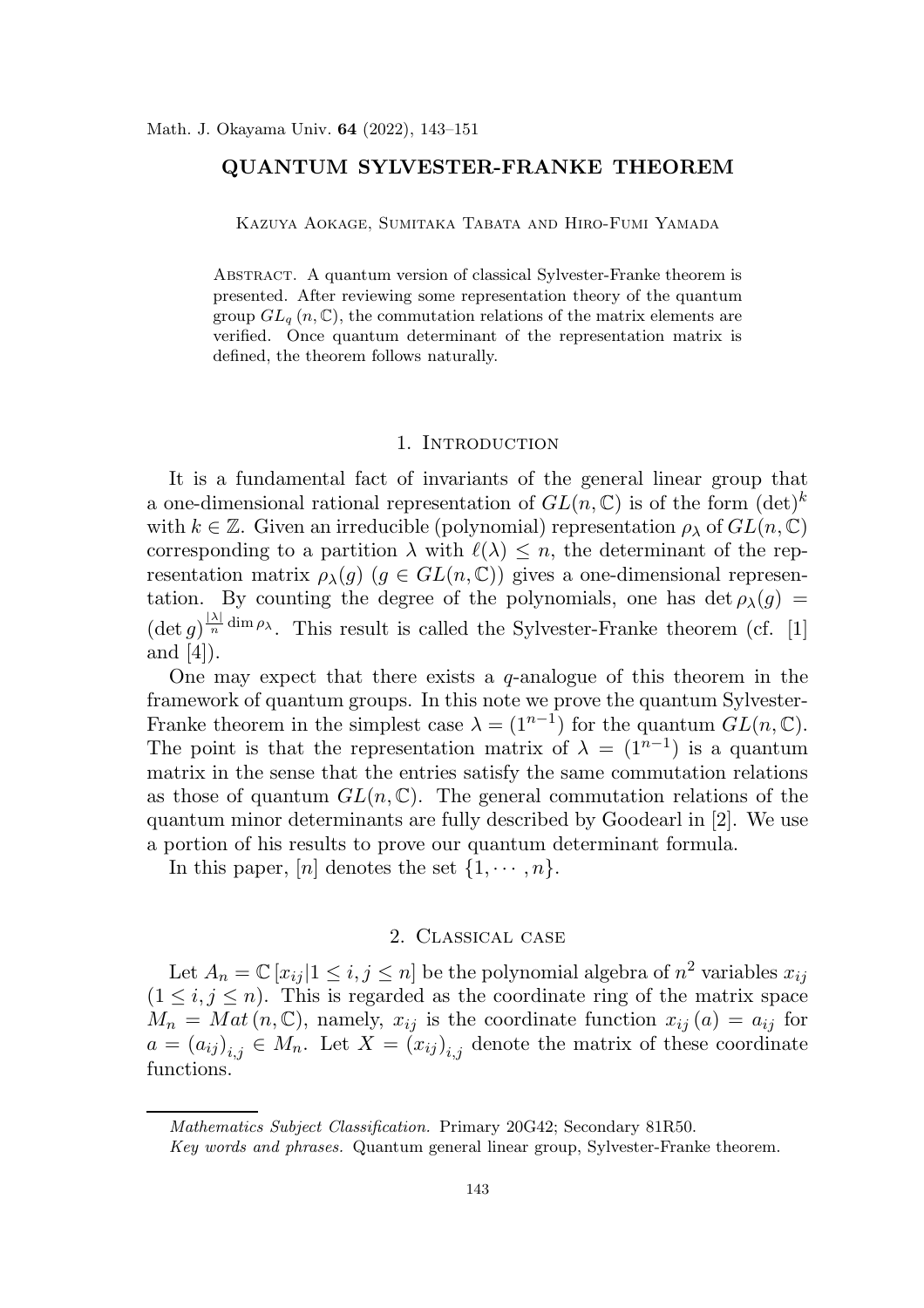# QUANTUM SYLVESTER-FRANKE THEOREM

Kazuya Aokage, Sumitaka Tabata and Hiro-Fumi Yamada

Abstract. A quantum version of classical Sylvester-Franke theorem is presented. After reviewing some representation theory of the quantum group $GL_q(n, \mathbb{C})$, the commutation relations of the matrix elements are verified. Once quantum determinant of the representation matrix is defined, the theorem follows naturally.

## 1. Introduction

It is a fundamental fact of invariants of the general linear group that a one-dimensional rational representation of $GL(n, \mathbb{C})$ is of the form $(\det)^k$ with $k \in \mathbb{Z}$. Given an irreducible (polynomial) representation $\rho_\lambda$ of $GL(n, \mathbb{C})$ corresponding to a partition $\lambda$ with $\ell(\lambda) \leq n$, the determinant of the representation matrix $\rho_\lambda(g)$ ($g \in GL(n, \mathbb{C})$) gives a one-dimensional representation. By counting the degree of the polynomials, one has $\det \rho_\lambda(g) = (\det g)^{\frac{|\lambda|}{n} \dim \rho_\lambda}$. This result is called the Sylvester-Franke theorem (cf. [1] and [4]).

One may expect that there exists a $q$-analogue of this theorem in the framework of quantum groups. In this note we prove the quantum Sylvester-Franke theorem in the simplest case $\lambda = (1^{n-1})$ for the quantum $GL(n, \mathbb{C})$. The point is that the representation matrix of $\lambda = (1^{n-1})$ is a quantum matrix in the sense that the entries satisfy the same commutation relations as those of quantum $GL(n, \mathbb{C})$. The general commutation relations of the quantum minor determinants are fully described by Goodearl in [2]. We use a portion of his results to prove our quantum determinant formula.

In this paper, $[n]$ denotes the set $\{1, \cdots, n\}$.

## 2. Classical case

Let $A_n = \mathbb{C}[x_{ij} | 1 \leq i, j \leq n]$ be the polynomial algebra of $n^2$ variables $x_{ij}$ ($1 \leq i, j \leq n$). This is regarded as the coordinate ring of the matrix space $M_n = Mat(n, \mathbb{C})$, namely, $x_{ij}$ is the coordinate function $x_{ij}(a) = a_{ij}$ for $a = (a_{ij})_{i,j} \in M_n$. Let $X = (x_{ij})_{i,j}$ denote the matrix of these coordinate functions.

---

*Mathematics Subject Classification.* Primary 20G42; Secondary 81R50.

*Key words and phrases.* Quantum general linear group, Sylvester-Franke theorem.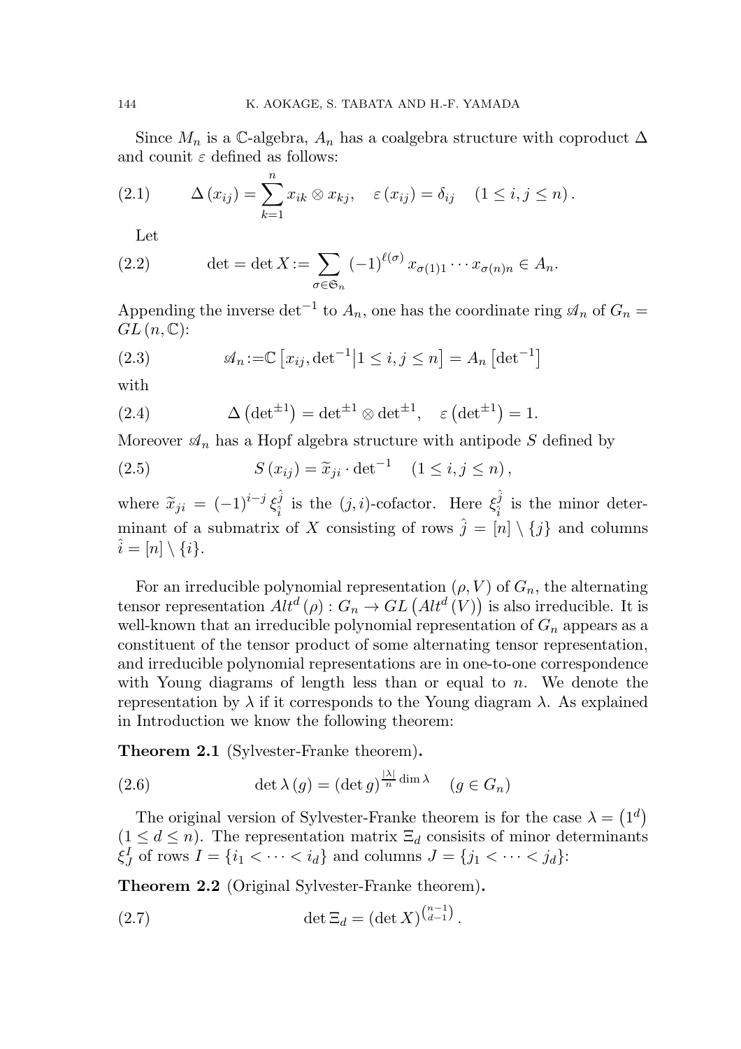Since $M_n$ is a $\mathbb{C}$-algebra, $A_n$ has a coalgebra structure with coproduct $\Delta$ and counit $\varepsilon$ defined as follows:

$$\Delta(x_{ij}) = \sum_{k=1}^{n} x_{ik} \otimes x_{kj}, \quad \varepsilon(x_{ij}) = \delta_{ij} \quad (1 \le i, j \le n). \tag{2.1}$$

Let

$$\det = \det X := \sum_{\sigma \in \mathfrak{S}_n} (-1)^{\ell(\sigma)} x_{\sigma(1)1} \cdots x_{\sigma(n)n} \in A_n. \tag{2.2}$$

Appending the inverse $\det^{-1}$ to $A_n$, one has the coordinate ring $\mathscr{A}_n$ of $G_n = GL(n, \mathbb{C})$:

$$\mathscr{A}_n := \mathbb{C}\left[x_{ij}, \det^{-1} \middle| 1 \le i, j \le n\right] = A_n\left[\det^{-1}\right] \tag{2.3}$$

with

$$\Delta\left(\det^{\pm 1}\right) = \det^{\pm 1} \otimes \det^{\pm 1}, \quad \varepsilon\left(\det^{\pm 1}\right) = 1. \tag{2.4}$$

Moreover $\mathscr{A}_n$ has a Hopf algebra structure with antipode $S$ defined by

$$S(x_{ij}) = \widetilde{x}_{ji} \cdot \det^{-1} \quad (1 \le i, j \le n), \tag{2.5}$$

where $\widetilde{x}_{ji} = (-1)^{i-j} \xi_{\hat{i}}^{\hat{j}}$ is the $(j,i)$-cofactor. Here $\xi_{\hat{i}}^{\hat{j}}$ is the minor determinant of a submatrix of $X$ consisting of rows $\hat{j} = [n] \setminus \{j\}$ and columns $\hat{i} = [n] \setminus \{i\}$.

For an irreducible polynomial representation $(\rho, V)$ of $G_n$, the alternating tensor representation $Alt^d(\rho) : G_n \to GL\left(Alt^d(V)\right)$ is also irreducible. It is well-known that an irreducible polynomial representation of $G_n$ appears as a constituent of the tensor product of some alternating tensor representation, and irreducible polynomial representations are in one-to-one correspondence with Young diagrams of length less than or equal to $n$. We denote the representation by $\lambda$ if it corresponds to the Young diagram $\lambda$. As explained in Introduction we know the following theorem:

**Theorem 2.1** (Sylvester-Franke theorem)**.**

$$\det \lambda(g) = (\det g)^{\frac{|\lambda|}{n} \dim \lambda} \quad (g \in G_n) \tag{2.6}$$

The original version of Sylvester-Franke theorem is for the case $\lambda = (1^d)$ $(1 \le d \le n)$. The representation matrix $\Xi_d$ consisits of minor determinants $\xi_J^I$ of rows $I = \{i_1 < \cdots < i_d\}$ and columns $J = \{j_1 < \cdots < j_d\}$:

**Theorem 2.2** (Original Sylvester-Franke theorem)**.**

$$\det \Xi_d = (\det X)^{\binom{n-1}{d-1}}. \tag{2.7}$$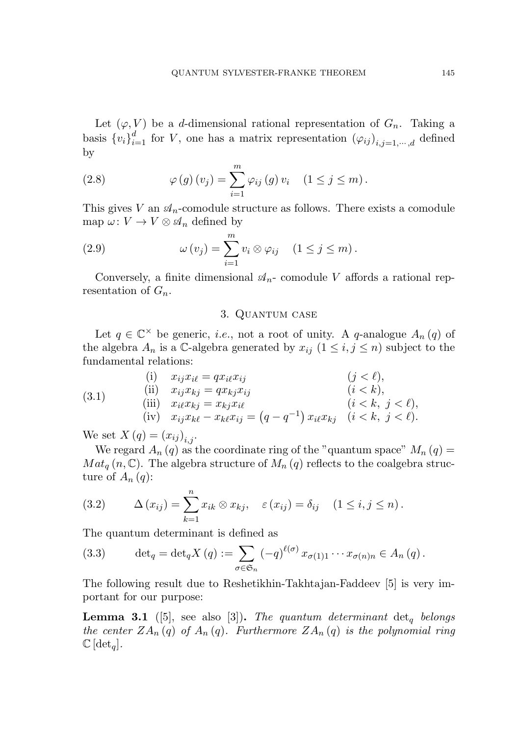Let $(\varphi, V)$ be a $d$-dimensional rational representation of $G_n$. Taking a basis $\{v_i\}_{i=1}^d$ for $V$, one has a matrix representation $(\varphi_{ij})_{i,j=1,\cdots,d}$ defined by

$$\varphi(g)(v_j) = \sum_{i=1}^{m} \varphi_{ij}(g)\, v_i \quad (1 \le j \le m). \tag{2.8}$$

This gives $V$ an $\mathscr{A}_n$-comodule structure as follows. There exists a comodule map $\omega\colon V \to V \otimes \mathscr{A}_n$ defined by

$$\omega(v_j) = \sum_{i=1}^{m} v_i \otimes \varphi_{ij} \quad (1 \le j \le m). \tag{2.9}$$

Conversely, a finite dimensional $\mathscr{A}_n$- comodule $V$ affords a rational representation of $G_n$.

## 3. Quantum case

Let $q \in \mathbb{C}^\times$ be generic, *i.e.*, not a root of unity. A $q$-analogue $A_n(q)$ of the algebra $A_n$ is a $\mathbb{C}$-algebra generated by $x_{ij}$ $(1 \le i, j \le n)$ subject to the fundamental relations:

$$\begin{array}{lll} \text{(i)} & x_{ij}x_{i\ell} = q x_{i\ell}x_{ij} & (j < \ell), \\ \text{(ii)} & x_{ij}x_{kj} = q x_{kj}x_{ij} & (i < k), \\ \text{(iii)} & x_{i\ell}x_{kj} = x_{kj}x_{i\ell} & (i < k,\ j < \ell), \\ \text{(iv)} & x_{ij}x_{k\ell} - x_{k\ell}x_{ij} = \left(q - q^{-1}\right) x_{i\ell}x_{kj} & (i < k,\ j < \ell). \end{array} \tag{3.1}$$

We set $X(q) = (x_{ij})_{i,j}$.

We regard $A_n(q)$ as the coordinate ring of the "quantum space" $M_n(q) = Mat_q(n, \mathbb{C})$. The algebra structure of $M_n(q)$ reflects to the coalgebra structure of $A_n(q)$:

$$\Delta(x_{ij}) = \sum_{k=1}^{n} x_{ik} \otimes x_{kj}, \quad \varepsilon(x_{ij}) = \delta_{ij} \quad (1 \le i, j \le n). \tag{3.2}$$

The quantum determinant is defined as

$$\det_q = \det_q X(q) := \sum_{\sigma \in \mathfrak{S}_n} (-q)^{\ell(\sigma)} x_{\sigma(1)1} \cdots x_{\sigma(n)n} \in A_n(q). \tag{3.3}$$

The following result due to Reshetikhin-Takhtajan-Faddeev [5] is very important for our purpose:

**Lemma 3.1** ([5], see also [3])**.** *The quantum determinant* $\det_q$ *belongs the center* $ZA_n(q)$ *of* $A_n(q)$*. Furthermore* $ZA_n(q)$ *is the polynomial ring* $\mathbb{C}[\det_q]$.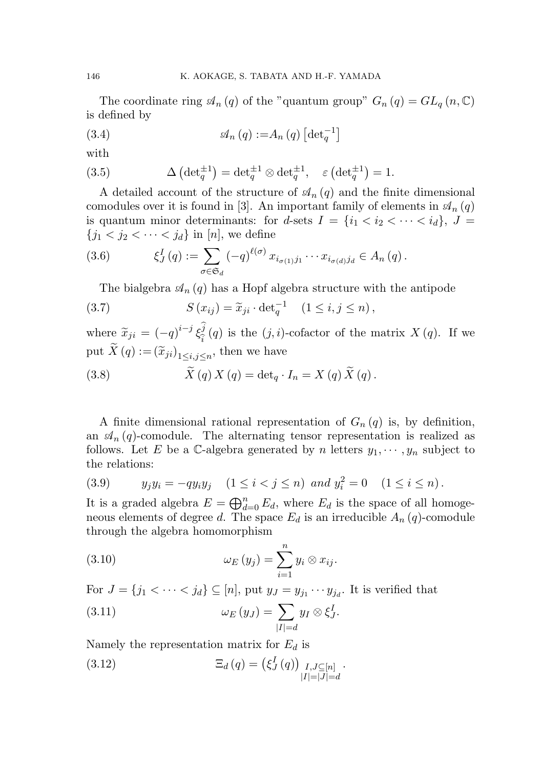The coordinate ring $\mathscr{A}_n(q)$ of the "quantum group" $G_n(q) = GL_q(n, \mathbb{C})$ is defined by

$$\mathscr{A}_n(q) := A_n(q)\left[\det_q^{-1}\right] \tag{3.4}$$

with

$$\Delta\left(\det_q^{\pm 1}\right) = \det_q^{\pm 1} \otimes \det_q^{\pm 1}, \quad \varepsilon\left(\det_q^{\pm 1}\right) = 1. \tag{3.5}$$

A detailed account of the structure of $\mathscr{A}_n(q)$ and the finite dimensional comodules over it is found in [3]. An important family of elements in $\mathscr{A}_n(q)$ is quantum minor determinants: for $d$-sets $I = \{i_1 < i_2 < \cdots < i_d\}$, $J = \{j_1 < j_2 < \cdots < j_d\}$ in $[n]$, we define

$$\xi_J^I(q) := \sum_{\sigma \in \mathfrak{S}_d} (-q)^{\ell(\sigma)} x_{i_{\sigma(1)} j_1} \cdots x_{i_{\sigma(d)} j_d} \in A_n(q). \tag{3.6}$$

The bialgebra $\mathscr{A}_n(q)$ has a Hopf algebra structure with the antipode

$$S(x_{ij}) = \widetilde{x}_{ji} \cdot \det_q^{-1} \quad (1 \leq i, j \leq n), \tag{3.7}$$

where $\widetilde{x}_{ji} = (-q)^{i-j} \xi_{\widehat{i}}^{\widehat{j}}(q)$ is the $(j,i)$-cofactor of the matrix $X(q)$. If we put $\widetilde{X}(q) := (\widetilde{x}_{ji})_{1 \leq i,j \leq n}$, then we have

$$\widetilde{X}(q) X(q) = \det_q \cdot I_n = X(q) \widetilde{X}(q). \tag{3.8}$$

A finite dimensional rational representation of $G_n(q)$ is, by definition, an $\mathscr{A}_n(q)$-comodule. The alternating tensor representation is realized as follows. Let $E$ be a $\mathbb{C}$-algebra generated by $n$ letters $y_1, \cdots, y_n$ subject to the relations:

$$y_j y_i = -q y_i y_j \quad (1 \leq i < j \leq n) \text{ and } y_i^2 = 0 \quad (1 \leq i \leq n). \tag{3.9}$$

It is a graded algebra $E = \bigoplus_{d=0}^n E_d$, where $E_d$ is the space of all homogeneous elements of degree $d$. The space $E_d$ is an irreducible $A_n(q)$-comodule through the algebra homomorphism

$$\omega_E(y_j) = \sum_{i=1}^n y_i \otimes x_{ij}. \tag{3.10}$$

For $J = \{j_1 < \cdots < j_d\} \subseteq [n]$, put $y_J = y_{j_1} \cdots y_{j_d}$. It is verified that

$$\omega_E(y_J) = \sum_{|I|=d} y_I \otimes \xi_J^I. \tag{3.11}$$

Namely the representation matrix for $E_d$ is

$$\Xi_d(q) = \left(\xi_J^I(q)\right)_{\substack{I,J \subseteq [n] \\ |I|=|J|=d}}. \tag{3.12}$$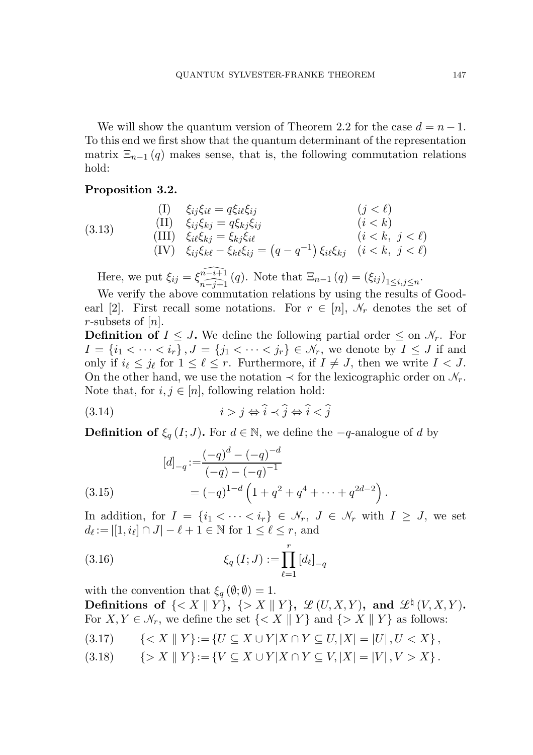We will show the quantum version of Theorem 2.2 for the case $d = n-1$. To this end we first show that the quantum determinant of the representation matrix $\Xi_{n-1}(q)$ makes sense, that is, the following commutation relations hold:

**Proposition 3.2.**

$$
\begin{array}{lll}
\text{(I)} & \xi_{ij}\xi_{i\ell} = q\xi_{i\ell}\xi_{ij} & (j < \ell) \\
\text{(II)} & \xi_{ij}\xi_{kj} = q\xi_{kj}\xi_{ij} & (i < k) \\
\text{(III)} & \xi_{i\ell}\xi_{kj} = \xi_{kj}\xi_{i\ell} & (i < k,\ j < \ell) \\
\text{(IV)} & \xi_{ij}\xi_{k\ell} - \xi_{k\ell}\xi_{ij} = \left(q - q^{-1}\right)\xi_{i\ell}\xi_{kj} & (i < k,\ j < \ell)
\end{array}
\tag{3.13}
$$

Here, we put $\xi_{ij} = \xi^{\widehat{n-i+1}}_{\widehat{n-j+1}}(q)$. Note that $\Xi_{n-1}(q) = (\xi_{ij})_{1 \leq i,j \leq n}$.

We verify the above commutation relations by using the results of Goodearl [2]. First recall some notations. For $r \in [n]$, $\mathscr{N}_r$ denotes the set of $r$-subsets of $[n]$.

**Definition of $I \leq J$.** We define the following partial order $\leq$ on $\mathscr{N}_r$. For $I = \{i_1 < \cdots < i_r\}, J = \{j_1 < \cdots < j_r\} \in \mathscr{N}_r$, we denote by $I \leq J$ if and only if $i_\ell \leq j_\ell$ for $1 \leq \ell \leq r$. Furthermore, if $I \neq J$, then we write $I < J$. On the other hand, we use the notation $\prec$ for the lexicographic order on $\mathscr{N}_r$. Note that, for $i, j \in [n]$, following relation hold:

$$
i > j \Leftrightarrow \widehat{i} \prec \widehat{j} \Leftrightarrow \widehat{i} < \widehat{j}
\tag{3.14}
$$

**Definition of $\xi_q(I;J)$.** For $d \in \mathbb{N}$, we define the $-q$-analogue of $d$ by

$$
\begin{aligned}
[d]_{-q} &:= \frac{(-q)^d - (-q)^{-d}}{(-q) - (-q)^{-1}} \\
&= (-q)^{1-d}\left(1 + q^2 + q^4 + \cdots + q^{2d-2}\right).
\end{aligned}
\tag{3.15}
$$

In addition, for $I = \{i_1 < \cdots < i_r\} \in \mathscr{N}_r$, $J \in \mathscr{N}_r$ with $I \geq J$, we set $d_\ell := |[1, i_\ell] \cap J| - \ell + 1 \in \mathbb{N}$ for $1 \leq \ell \leq r$, and

$$
\xi_q(I;J) := \prod_{\ell=1}^{r} [d_\ell]_{-q}
\tag{3.16}
$$

with the convention that $\xi_q(\emptyset;\emptyset) = 1$.

**Definitions of $\{< X \parallel Y\}$, $\{> X \parallel Y\}$, $\mathscr{L}(U, X, Y)$, and $\mathscr{L}^\natural(V, X, Y)$.** For $X, Y \in \mathscr{N}_r$, we define the set $\{< X \parallel Y\}$ and $\{> X \parallel Y\}$ as follows:

$$
\{< X \parallel Y\} := \{U \subseteq X \cup Y | X \cap Y \subseteq U, |X| = |U|, U < X\},
\tag{3.17}
$$

$$
\{> X \parallel Y\} := \{V \subseteq X \cup Y | X \cap Y \subseteq V, |X| = |V|, V > X\}.
\tag{3.18}
$$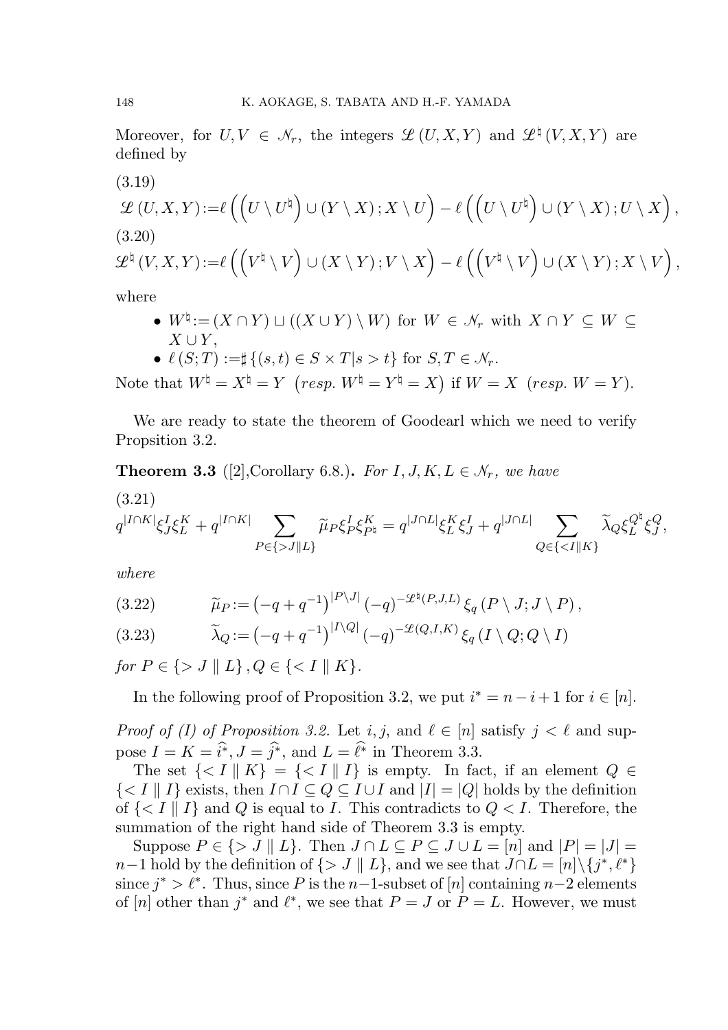Moreover, for $U, V \in \mathscr{N}_r$, the integers $\mathscr{L}(U, X, Y)$ and $\mathscr{L}^\natural(V, X, Y)$ are defined by

(3.19)

$$\mathscr{L}(U,X,Y) := \ell\left(\left(U \setminus U^\natural\right) \cup (Y \setminus X); X \setminus U\right) - \ell\left(\left(U \setminus U^\natural\right) \cup (Y \setminus X); U \setminus X\right),$$

(3.20)

$$\mathscr{L}^\natural(V,X,Y) := \ell\left(\left(V^\natural \setminus V\right) \cup (X \setminus Y); V \setminus X\right) - \ell\left(\left(V^\natural \setminus V\right) \cup (X \setminus Y); X \setminus V\right),$$

where

- $W^\natural := (X \cap Y) \sqcup ((X \cup Y) \setminus W)$ for $W \in \mathscr{N}_r$ with $X \cap Y \subseteq W \subseteq X \cup Y$,
- $\ell(S;T) := \sharp\{(s,t) \in S \times T | s > t\}$ for $S, T \in \mathscr{N}_r$.

Note that $W^\natural = X^\natural = Y$ $\left(resp.\ W^\natural = Y^\natural = X\right)$ if $W = X$ $(resp.\ W = Y)$.

We are ready to state the theorem of Goodearl which we need to verify Propsition 3.2.

**Theorem 3.3** ([2],Corollary 6.8.)**.** *For $I, J, K, L \in \mathscr{N}_r$, we have*

(3.21)

$$q^{|I \cap K|}\xi^I_J \xi^K_L + q^{|I \cap K|} \sum_{P \in \{> J \| L\}} \widetilde{\mu}_P \xi^I_P \xi^K_{P^\natural} = q^{|J \cap L|}\xi^K_L \xi^I_J + q^{|J \cap L|} \sum_{Q \in \{< I \| K\}} \widetilde{\lambda}_Q \xi^{Q^\natural}_L \xi^Q_J,$$

*where*

$$\widetilde{\mu}_P := \left(-q + q^{-1}\right)^{|P \setminus J|} (-q)^{-\mathscr{L}^\natural(P,J,L)} \xi_q(P \setminus J; J \setminus P), \tag{3.22}$$

$$\widetilde{\lambda}_Q := \left(-q + q^{-1}\right)^{|I \setminus Q|} (-q)^{-\mathscr{L}(Q,I,K)} \xi_q(I \setminus Q; Q \setminus I) \tag{3.23}$$

*for $P \in \{> J \parallel L\}, Q \in \{< I \parallel K\}$.*

In the following proof of Proposition 3.2, we put $i^* = n - i + 1$ for $i \in [n]$.

*Proof of (I) of Proposition 3.2.* Let $i, j$, and $\ell \in [n]$ satisfy $j < \ell$ and suppose $I = K = \widehat{i^*}, J = \widehat{j^*}$, and $L = \widehat{\ell^*}$ in Theorem 3.3.

The set $\{< I \parallel K\} = \{< I \parallel I\}$ is empty. In fact, if an element $Q \in \{< I \parallel I\}$ exists, then $I \cap I \subseteq Q \subseteq I \cup I$ and $|I| = |Q|$ holds by the definition of $\{< I \parallel I\}$ and $Q$ is equal to $I$. This contradicts to $Q < I$. Therefore, the summation of the right hand side of Theorem 3.3 is empty.

Suppose $P \in \{> J \parallel L\}$. Then $J \cap L \subseteq P \subseteq J \cup L = [n]$ and $|P| = |J| = n-1$ hold by the definition of $\{> J \parallel L\}$, and we see that $J \cap L = [n] \setminus \{j^*, \ell^*\}$ since $j^* > \ell^*$. Thus, since $P$ is the $n-1$-subset of $[n]$ containing $n-2$ elements of $[n]$ other than $j^*$ and $\ell^*$, we see that $P = J$ or $P = L$. However, we must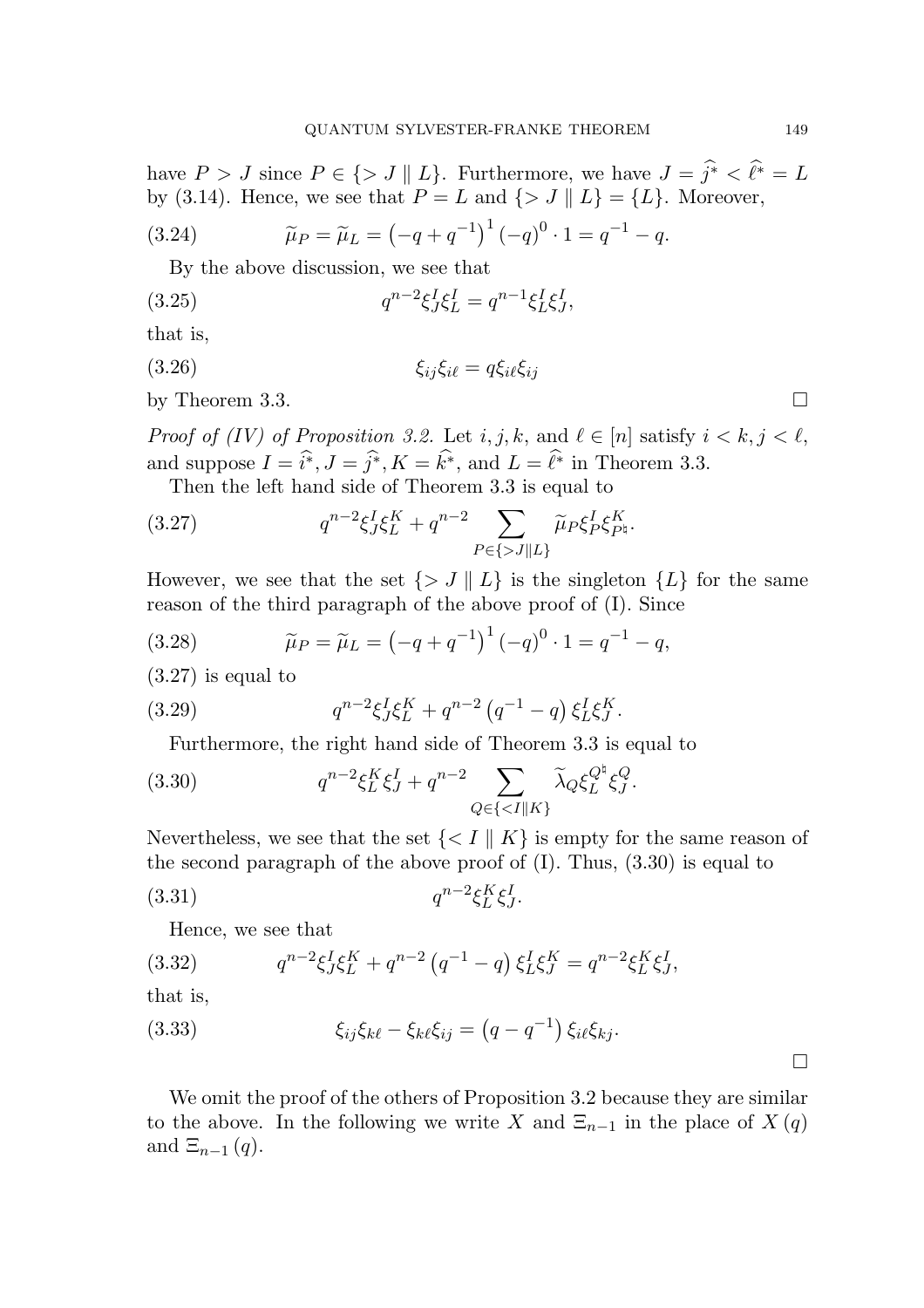have $P > J$ since $P \in \{> J \parallel L\}$. Furthermore, we have $J = \widehat{j^*} < \widehat{\ell^*} = L$ by (3.14). Hence, we see that $P = L$ and $\{> J \parallel L\} = \{L\}$. Moreover,

$$\widetilde{\mu}_P = \widetilde{\mu}_L = \left(-q + q^{-1}\right)^1 (-q)^0 \cdot 1 = q^{-1} - q. \tag{3.24}$$

By the above discussion, we see that

$$q^{n-2} \xi^I_J \xi^I_L = q^{n-1} \xi^I_L \xi^I_J, \tag{3.25}$$

that is,

$$\xi_{ij} \xi_{i\ell} = q \xi_{i\ell} \xi_{ij} \tag{3.26}$$

by Theorem 3.3. $\square$

*Proof of (IV) of Proposition 3.2.* Let $i, j, k$, and $\ell \in [n]$ satisfy $i < k, j < \ell$, and suppose $I = \widehat{i^*}, J = \widehat{j^*}, K = \widehat{k^*}$, and $L = \widehat{\ell^*}$ in Theorem 3.3.

Then the left hand side of Theorem 3.3 is equal to

$$q^{n-2} \xi^I_J \xi^K_L + q^{n-2} \sum_{P \in \{> J \parallel L\}} \widetilde{\mu}_P \xi^I_P \xi^K_{P^\natural}. \tag{3.27}$$

However, we see that the set $\{> J \parallel L\}$ is the singleton $\{L\}$ for the same reason of the third paragraph of the above proof of (I). Since

$$\widetilde{\mu}_P = \widetilde{\mu}_L = \left(-q + q^{-1}\right)^1 (-q)^0 \cdot 1 = q^{-1} - q, \tag{3.28}$$

(3.27) is equal to

$$q^{n-2} \xi^I_J \xi^K_L + q^{n-2} \left(q^{-1} - q\right) \xi^I_L \xi^K_J. \tag{3.29}$$

Furthermore, the right hand side of Theorem 3.3 is equal to

$$q^{n-2} \xi^K_L \xi^I_J + q^{n-2} \sum_{Q \in \{< I \parallel K\}} \widetilde{\lambda}_Q \xi^{Q^\natural}_L \xi^Q_J. \tag{3.30}$$

Nevertheless, we see that the set $\{< I \parallel K\}$ is empty for the same reason of the second paragraph of the above proof of (I). Thus, (3.30) is equal to

$$q^{n-2} \xi^K_L \xi^I_J. \tag{3.31}$$

Hence, we see that

$$q^{n-2} \xi^I_J \xi^K_L + q^{n-2} \left(q^{-1} - q\right) \xi^I_L \xi^K_J = q^{n-2} \xi^K_L \xi^I_J, \tag{3.32}$$

that is,

$$\xi_{ij} \xi_{k\ell} - \xi_{k\ell} \xi_{ij} = \left(q - q^{-1}\right) \xi_{i\ell} \xi_{kj}. \tag{3.33}$$

$\square$

We omit the proof of the others of Proposition 3.2 because they are similar to the above. In the following we write $X$ and $\Xi_{n-1}$ in the place of $X(q)$ and $\Xi_{n-1}(q)$.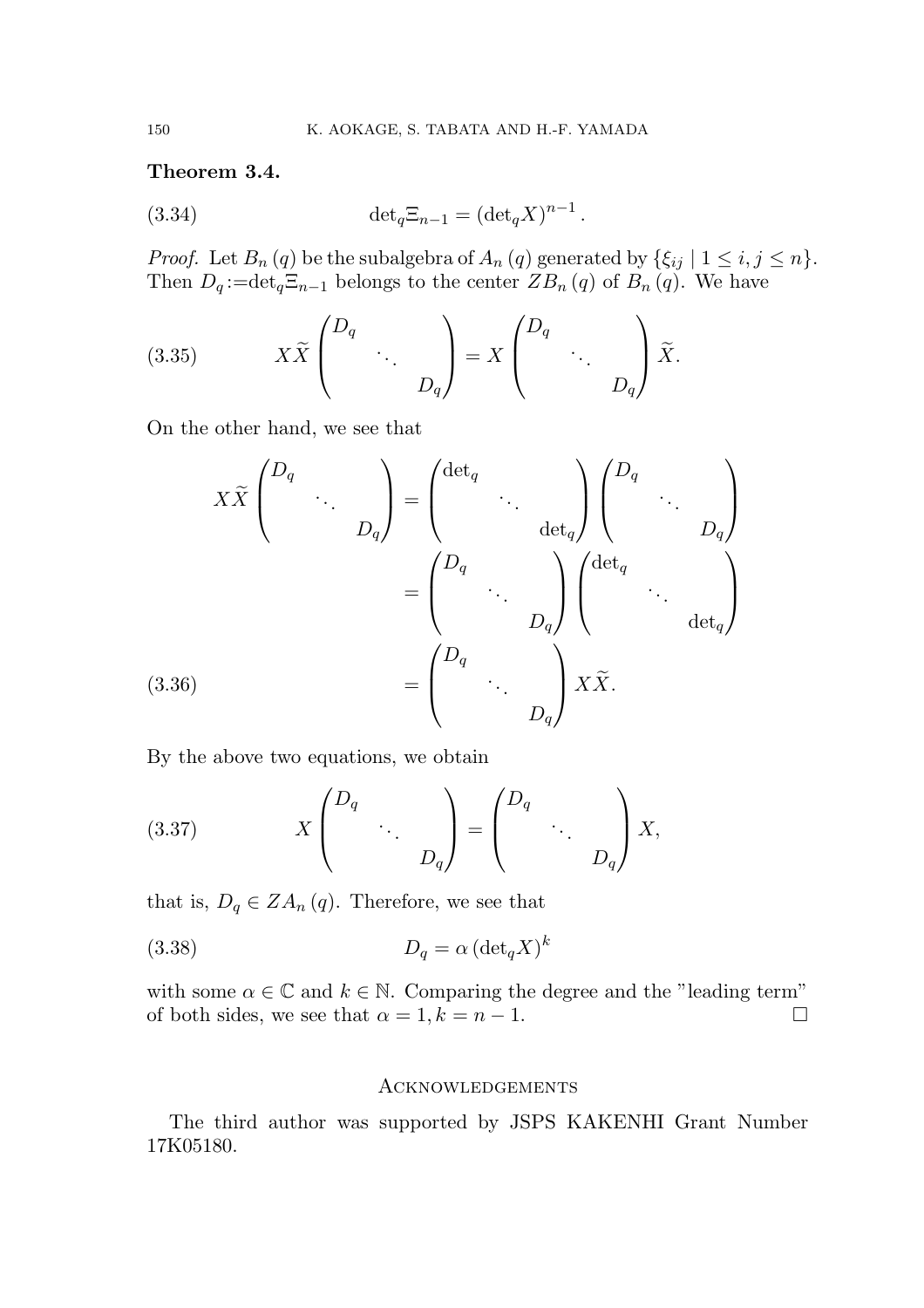**Theorem 3.4.**

$$\det_q \Xi_{n-1} = (\det_q X)^{n-1}. \tag{3.34}$$

*Proof.* Let $B_n(q)$ be the subalgebra of $A_n(q)$ generated by $\{\xi_{ij} \mid 1 \leq i, j \leq n\}$. Then $D_q := \det_q \Xi_{n-1}$ belongs to the center $ZB_n(q)$ of $B_n(q)$. We have

$$X\widetilde{X}\begin{pmatrix} D_q & & \\ & \ddots & \\ & & D_q \end{pmatrix} = X\begin{pmatrix} D_q & & \\ & \ddots & \\ & & D_q \end{pmatrix}\widetilde{X}. \tag{3.35}$$

On the other hand, we see that

$$\begin{aligned} X\widetilde{X}\begin{pmatrix} D_q & & \\ & \ddots & \\ & & D_q \end{pmatrix} &= \begin{pmatrix} \det_q & & \\ & \ddots & \\ & & \det_q \end{pmatrix}\begin{pmatrix} D_q & & \\ & \ddots & \\ & & D_q \end{pmatrix} \\ &= \begin{pmatrix} D_q & & \\ & \ddots & \\ & & D_q \end{pmatrix}\begin{pmatrix} \det_q & & \\ & \ddots & \\ & & \det_q \end{pmatrix} \\ &= \begin{pmatrix} D_q & & \\ & \ddots & \\ & & D_q \end{pmatrix}X\widetilde{X}. \end{aligned} \tag{3.36}$$

By the above two equations, we obtain

$$X\begin{pmatrix} D_q & & \\ & \ddots & \\ & & D_q \end{pmatrix} = \begin{pmatrix} D_q & & \\ & \ddots & \\ & & D_q \end{pmatrix}X, \tag{3.37}$$

that is, $D_q \in ZA_n(q)$. Therefore, we see that

$$D_q = \alpha (\det_q X)^k \tag{3.38}$$

with some $\alpha \in \mathbb{C}$ and $k \in \mathbb{N}$. Comparing the degree and the "leading term" of both sides, we see that $\alpha = 1, k = n-1$. $\square$

## Acknowledgements

The third author was supported by JSPS KAKENHI Grant Number 17K05180.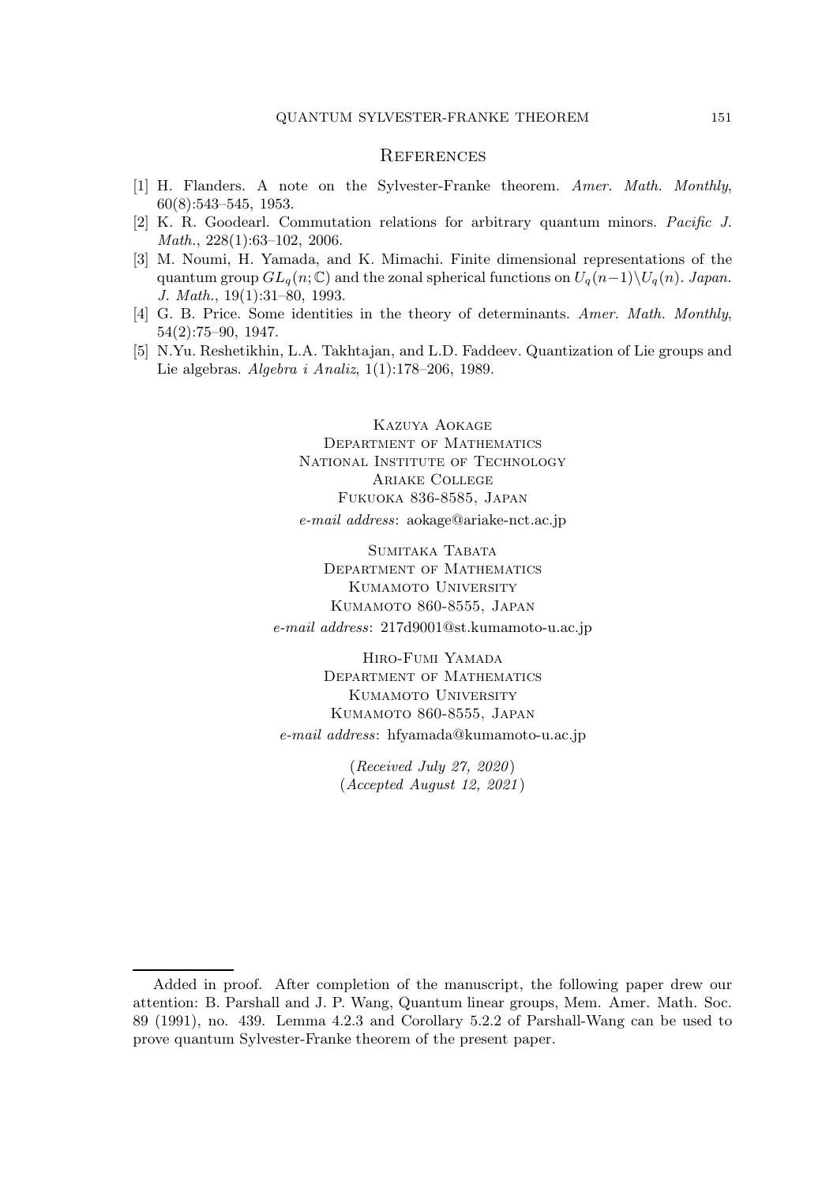## References

[1] H. Flanders. A note on the Sylvester-Franke theorem. *Amer. Math. Monthly*, 60(8):543–545, 1953.

[2] K. R. Goodearl. Commutation relations for arbitrary quantum minors. *Pacific J. Math.*, 228(1):63–102, 2006.

[3] M. Noumi, H. Yamada, and K. Mimachi. Finite dimensional representations of the quantum group $GL_q(n;\mathbb{C})$ and the zonal spherical functions on $U_q(n-1)\backslash U_q(n)$. *Japan. J. Math.*, 19(1):31–80, 1993.

[4] G. B. Price. Some identities in the theory of determinants. *Amer. Math. Monthly*, 54(2):75–90, 1947.

[5] N.Yu. Reshetikhin, L.A. Takhtajan, and L.D. Faddeev. Quantization of Lie groups and Lie algebras. *Algebra i Analiz*, 1(1):178–206, 1989.

Kazuya Aokage
Department of Mathematics
National Institute of Technology
Ariake College
Fukuoka 836-8585, Japan
*e-mail address*: aokage@ariake-nct.ac.jp

Sumitaka Tabata
Department of Mathematics
Kumamoto University
Kumamoto 860-8555, Japan
*e-mail address*: 217d9001@st.kumamoto-u.ac.jp

Hiro-Fumi Yamada
Department of Mathematics
Kumamoto University
Kumamoto 860-8555, Japan
*e-mail address*: hfyamada@kumamoto-u.ac.jp

(*Received July 27, 2020*)
(*Accepted August 12, 2021*)

---

Added in proof. After completion of the manuscript, the following paper drew our attention: B. Parshall and J. P. Wang, Quantum linear groups, Mem. Amer. Math. Soc. 89 (1991), no. 439. Lemma 4.2.3 and Corollary 5.2.2 of Parshall-Wang can be used to prove quantum Sylvester-Franke theorem of the present paper.